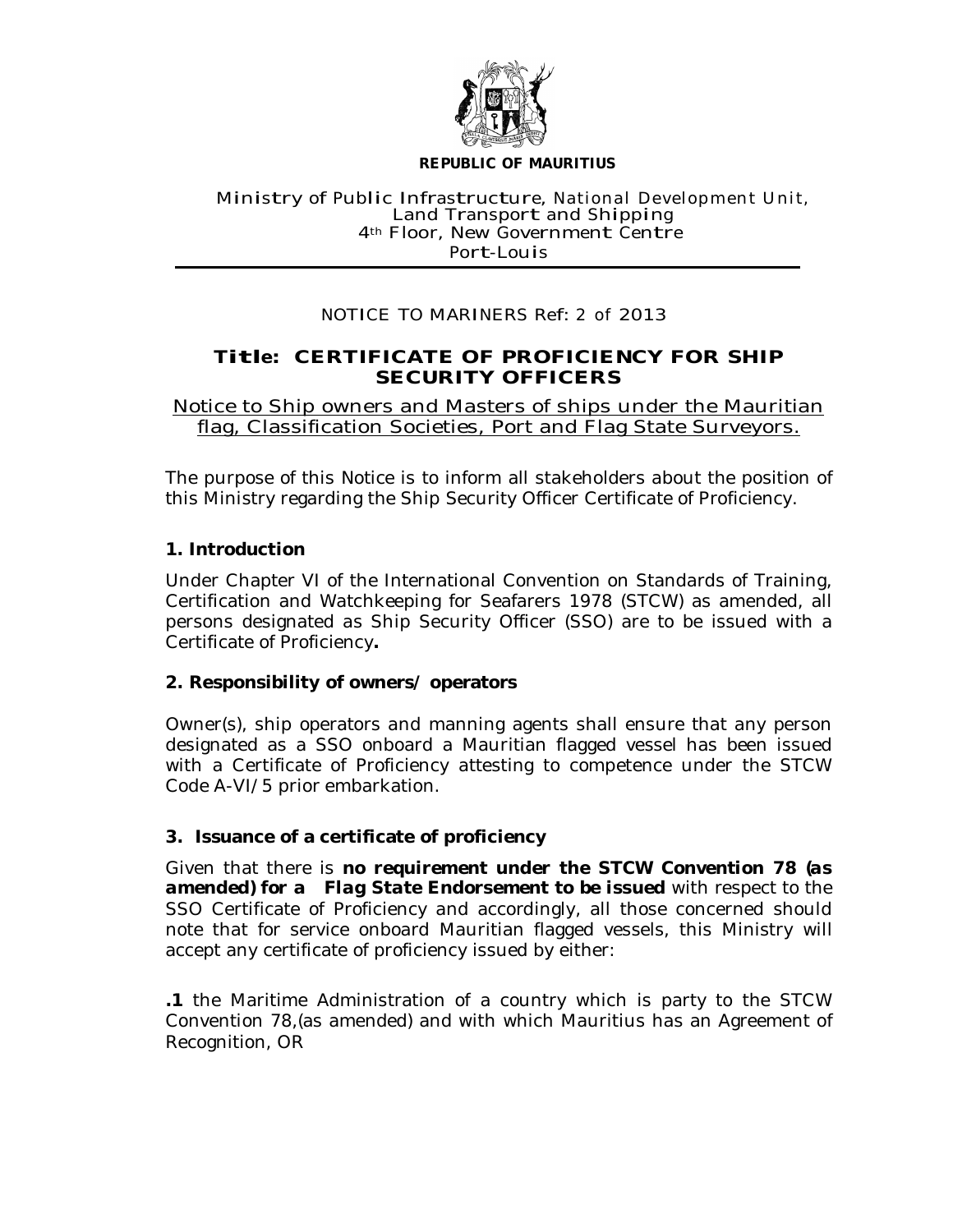**REPUBLIC OF MAURITIUS**

Ministry of Public Infrastructure, National Development Unit,
Land Transport and Shipping
4th Floor, New Government Centre
Port-Louis

NOTICE TO MARINERS Ref: 2 of 2013

## Title: CERTIFICATE OF PROFICIENCY FOR SHIP SECURITY OFFICERS

<u>Notice to Ship owners and Masters of ships under the Mauritian flag, Classification Societies, Port and Flag State Surveyors.</u>

The purpose of this Notice is to inform all stakeholders about the position of this Ministry regarding the Ship Security Officer Certificate of Proficiency.

### 1. Introduction

Under Chapter VI of the International Convention on Standards of Training, Certification and Watchkeeping for Seafarers 1978 (STCW) as amended, all persons designated as Ship Security Officer (SSO) are to be issued with a Certificate of Proficiency**.**

### 2. Responsibility of owners/ operators

Owner(s), ship operators and manning agents shall ensure that any person designated as a SSO onboard a Mauritian flagged vessel has been issued with a Certificate of Proficiency attesting to competence under the STCW Code A-VI/5 prior embarkation.

### 3. Issuance of a certificate of proficiency

Given that there is **no requirement under the STCW Convention 78 (as amended) for a *Flag State Endorsement* to be issued** with respect to the SSO Certificate of Proficiency and accordingly, all those concerned should note that for service onboard Mauritian flagged vessels, this Ministry will accept any certificate of proficiency issued by either:

**.1** the Maritime Administration of a country which is party to the STCW Convention 78,(as amended) and with which Mauritius has an Agreement of Recognition, OR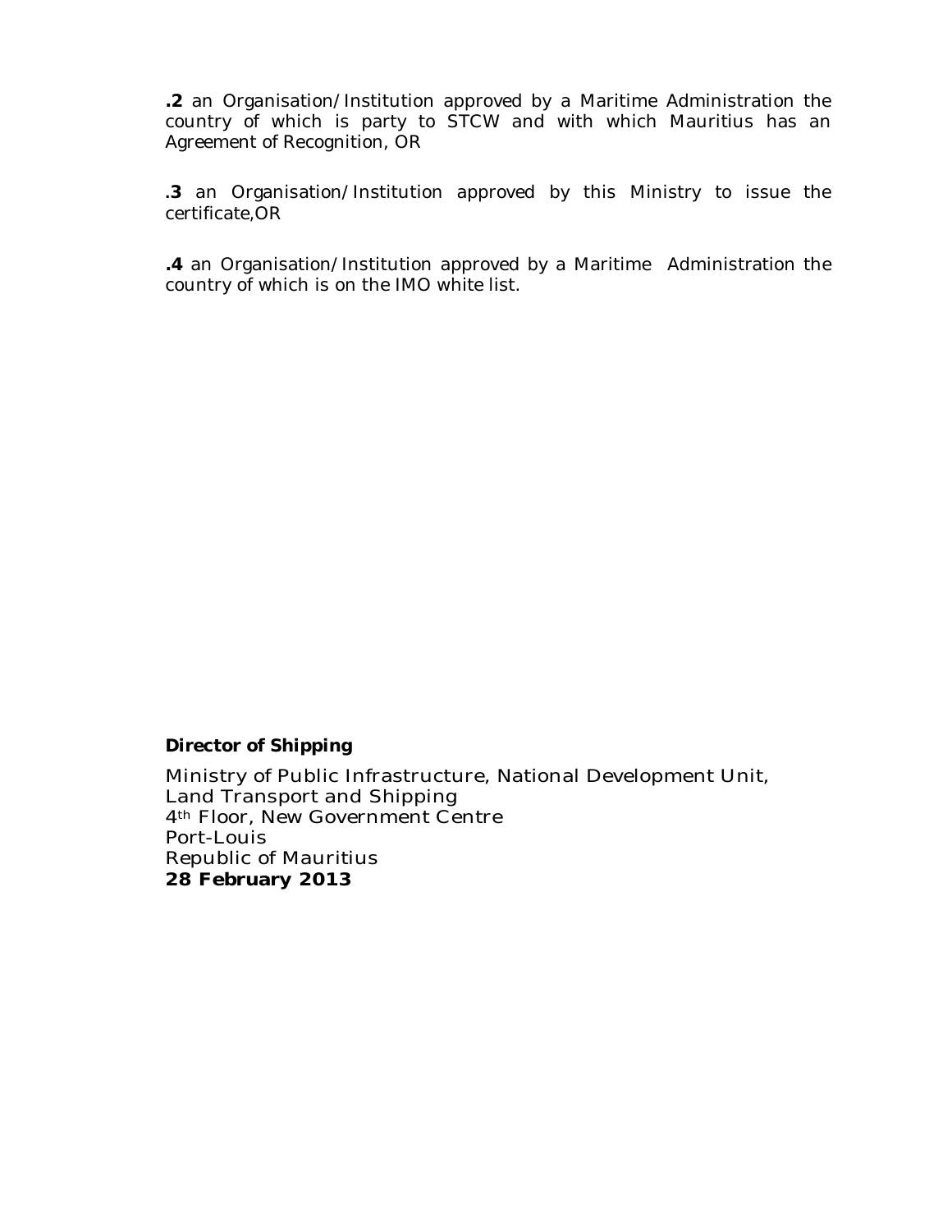**.2** an Organisation/Institution approved by a Maritime Administration the country of which is party to STCW and with which Mauritius has an Agreement of Recognition, OR

**.3** an Organisation/Institution approved by this Ministry to issue the certificate,OR

**.4** an Organisation/Institution approved by a Maritime Administration the country of which is on the IMO white list.

**Director of Shipping**

Ministry of Public Infrastructure, National Development Unit,
Land Transport and Shipping
4th Floor, New Government Centre
Port-Louis
Republic of Mauritius
**28 February 2013**